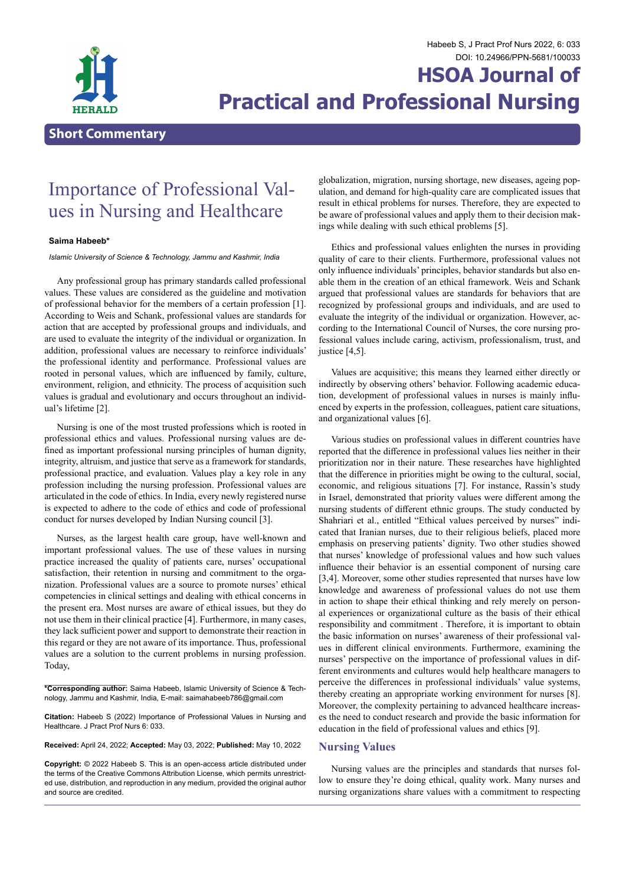Short Commentary

# Importance of Professional Values in Nursing and Healthcare

**Saima Habeeb***

*Islamic University of Science & Technology, Jammu and Kashmir, India*

Any professional group has primary standards called professional values. These values are considered as the guideline and motivation of professional behavior for the members of a certain profession [1]. According to Weis and Schank, professional values are standards for action that are accepted by professional groups and individuals, and are used to evaluate the integrity of the individual or organization. In addition, professional values are necessary to reinforce individuals' the professional identity and performance. Professional values are rooted in personal values, which are influenced by family, culture, environment, religion, and ethnicity. The process of acquisition such values is gradual and evolutionary and occurs throughout an individual's lifetime [2].

Nursing is one of the most trusted professions which is rooted in professional ethics and values. Professional nursing values are defined as important professional nursing principles of human dignity, integrity, altruism, and justice that serve as a framework for standards, professional practice, and evaluation. Values play a key role in any profession including the nursing profession. Professional values are articulated in the code of ethics. In India, every newly registered nurse is expected to adhere to the code of ethics and code of professional conduct for nurses developed by Indian Nursing council [3].

Nurses, as the largest health care group, have well-known and important professional values. The use of these values in nursing practice increased the quality of patients care, nurses' occupational satisfaction, their retention in nursing and commitment to the organization. Professional values are a source to promote nurses' ethical competencies in clinical settings and dealing with ethical concerns in the present era. Most nurses are aware of ethical issues, but they do not use them in their clinical practice [4]. Furthermore, in many cases, they lack sufficient power and support to demonstrate their reaction in this regard or they are not aware of its importance. Thus, professional values are a solution to the current problems in nursing profession. Today, globalization, migration, nursing shortage, new diseases, ageing population, and demand for high-quality care are complicated issues that result in ethical problems for nurses. Therefore, they are expected to be aware of professional values and apply them to their decision makings while dealing with such ethical problems [5].

Ethics and professional values enlighten the nurses in providing quality of care to their clients. Furthermore, professional values not only influence individuals' principles, behavior standards but also enable them in the creation of an ethical framework. Weis and Schank argued that professional values are standards for behaviors that are recognized by professional groups and individuals, and are used to evaluate the integrity of the individual or organization. However, according to the International Council of Nurses, the core nursing professional values include caring, activism, professionalism, trust, and justice [4,5].

Values are acquisitive; this means they learned either directly or indirectly by observing others' behavior. Following academic education, development of professional values in nurses is mainly influenced by experts in the profession, colleagues, patient care situations, and organizational values [6].

Various studies on professional values in different countries have reported that the difference in professional values lies neither in their prioritization nor in their nature. These researches have highlighted that the difference in priorities might be owing to the cultural, social, economic, and religious situations [7]. For instance, Rassin's study in Israel, demonstrated that priority values were different among the nursing students of different ethnic groups. The study conducted by Shahriari et al., entitled "Ethical values perceived by nurses" indicated that Iranian nurses, due to their religious beliefs, placed more emphasis on preserving patients' dignity. Two other studies showed that nurses' knowledge of professional values and how such values influence their behavior is an essential component of nursing care [3,4]. Moreover, some other studies represented that nurses have low knowledge and awareness of professional values do not use them in action to shape their ethical thinking and rely merely on personal experiences or organizational culture as the basis of their ethical responsibility and commitment . Therefore, it is important to obtain the basic information on nurses' awareness of their professional values in different clinical environments. Furthermore, examining the nurses' perspective on the importance of professional values in different environments and cultures would help healthcare managers to perceive the differences in professional individuals' value systems, thereby creating an appropriate working environment for nurses [8]. Moreover, the complexity pertaining to advanced healthcare increases the need to conduct research and provide the basic information for education in the field of professional values and ethics [9].

## Nursing Values

Nursing values are the principles and standards that nurses follow to ensure they're doing ethical, quality work. Many nurses and nursing organizations share values with a commitment to respecting

**\*Corresponding author:** Saima Habeeb, Islamic University of Science & Technology, Jammu and Kashmir, India, E-mail: saimahabeeb786@gmail.com

**Citation:** Habeeb S (2022) Importance of Professional Values in Nursing and Healthcare. J Pract Prof Nurs 6: 033.

**Received:** April 24, 2022; **Accepted:** May 03, 2022; **Published:** May 10, 2022

**Copyright:** © 2022 Habeeb S. This is an open-access article distributed under the terms of the Creative Commons Attribution License, which permits unrestricted use, distribution, and reproduction in any medium, provided the original author and source are credited.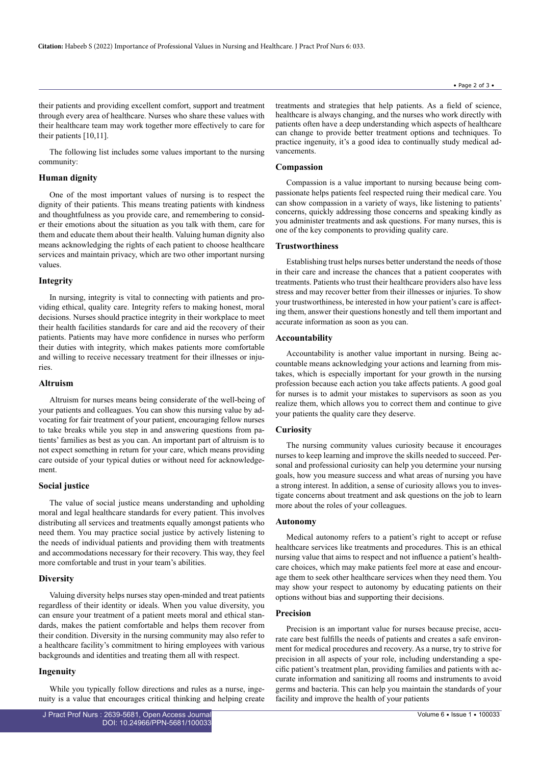their patients and providing excellent comfort, support and treatment through every area of healthcare. Nurses who share these values with their healthcare team may work together more effectively to care for their patients [10,11].

The following list includes some values important to the nursing community:

### Human dignity

One of the most important values of nursing is to respect the dignity of their patients. This means treating patients with kindness and thoughtfulness as you provide care, and remembering to consider their emotions about the situation as you talk with them, care for them and educate them about their health. Valuing human dignity also means acknowledging the rights of each patient to choose healthcare services and maintain privacy, which are two other important nursing values.

### Integrity

In nursing, integrity is vital to connecting with patients and providing ethical, quality care. Integrity refers to making honest, moral decisions. Nurses should practice integrity in their workplace to meet their health facilities standards for care and aid the recovery of their patients. Patients may have more confidence in nurses who perform their duties with integrity, which makes patients more comfortable and willing to receive necessary treatment for their illnesses or injuries.

### Altruism

Altruism for nurses means being considerate of the well-being of your patients and colleagues. You can show this nursing value by advocating for fair treatment of your patient, encouraging fellow nurses to take breaks while you step in and answering questions from patients' families as best as you can. An important part of altruism is to not expect something in return for your care, which means providing care outside of your typical duties or without need for acknowledgement.

### Social justice

The value of social justice means understanding and upholding moral and legal healthcare standards for every patient. This involves distributing all services and treatments equally amongst patients who need them. You may practice social justice by actively listening to the needs of individual patients and providing them with treatments and accommodations necessary for their recovery. This way, they feel more comfortable and trust in your team's abilities.

### Diversity

Valuing diversity helps nurses stay open-minded and treat patients regardless of their identity or ideals. When you value diversity, you can ensure your treatment of a patient meets moral and ethical standards, makes the patient comfortable and helps them recover from their condition. Diversity in the nursing community may also refer to a healthcare facility's commitment to hiring employees with various backgrounds and identities and treating them all with respect.

### Ingenuity

While you typically follow directions and rules as a nurse, ingenuity is a value that encourages critical thinking and helping create treatments and strategies that help patients. As a field of science, healthcare is always changing, and the nurses who work directly with patients often have a deep understanding which aspects of healthcare can change to provide better treatment options and techniques. To practice ingenuity, it's a good idea to continually study medical advancements.

### Compassion

Compassion is a value important to nursing because being compassionate helps patients feel respected ruing their medical care. You can show compassion in a variety of ways, like listening to patients' concerns, quickly addressing those concerns and speaking kindly as you administer treatments and ask questions. For many nurses, this is one of the key components to providing quality care.

### Trustworthiness

Establishing trust helps nurses better understand the needs of those in their care and increase the chances that a patient cooperates with treatments. Patients who trust their healthcare providers also have less stress and may recover better from their illnesses or injuries. To show your trustworthiness, be interested in how your patient's care is affecting them, answer their questions honestly and tell them important and accurate information as soon as you can.

### Accountability

Accountability is another value important in nursing. Being accountable means acknowledging your actions and learning from mistakes, which is especially important for your growth in the nursing profession because each action you take affects patients. A good goal for nurses is to admit your mistakes to supervisors as soon as you realize them, which allows you to correct them and continue to give your patients the quality care they deserve.

### Curiosity

The nursing community values curiosity because it encourages nurses to keep learning and improve the skills needed to succeed. Personal and professional curiosity can help you determine your nursing goals, how you measure success and what areas of nursing you have a strong interest. In addition, a sense of curiosity allows you to investigate concerns about treatment and ask questions on the job to learn more about the roles of your colleagues.

### Autonomy

Medical autonomy refers to a patient's right to accept or refuse healthcare services like treatments and procedures. This is an ethical nursing value that aims to respect and not influence a patient's healthcare choices, which may make patients feel more at ease and encourage them to seek other healthcare services when they need them. You may show your respect to autonomy by educating patients on their options without bias and supporting their decisions.

### Precision

Precision is an important value for nurses because precise, accurate care best fulfills the needs of patients and creates a safe environment for medical procedures and recovery. As a nurse, try to strive for precision in all aspects of your role, including understanding a specific patient's treatment plan, providing families and patients with accurate information and sanitizing all rooms and instruments to avoid germs and bacteria. This can help you maintain the standards of your facility and improve the health of your patients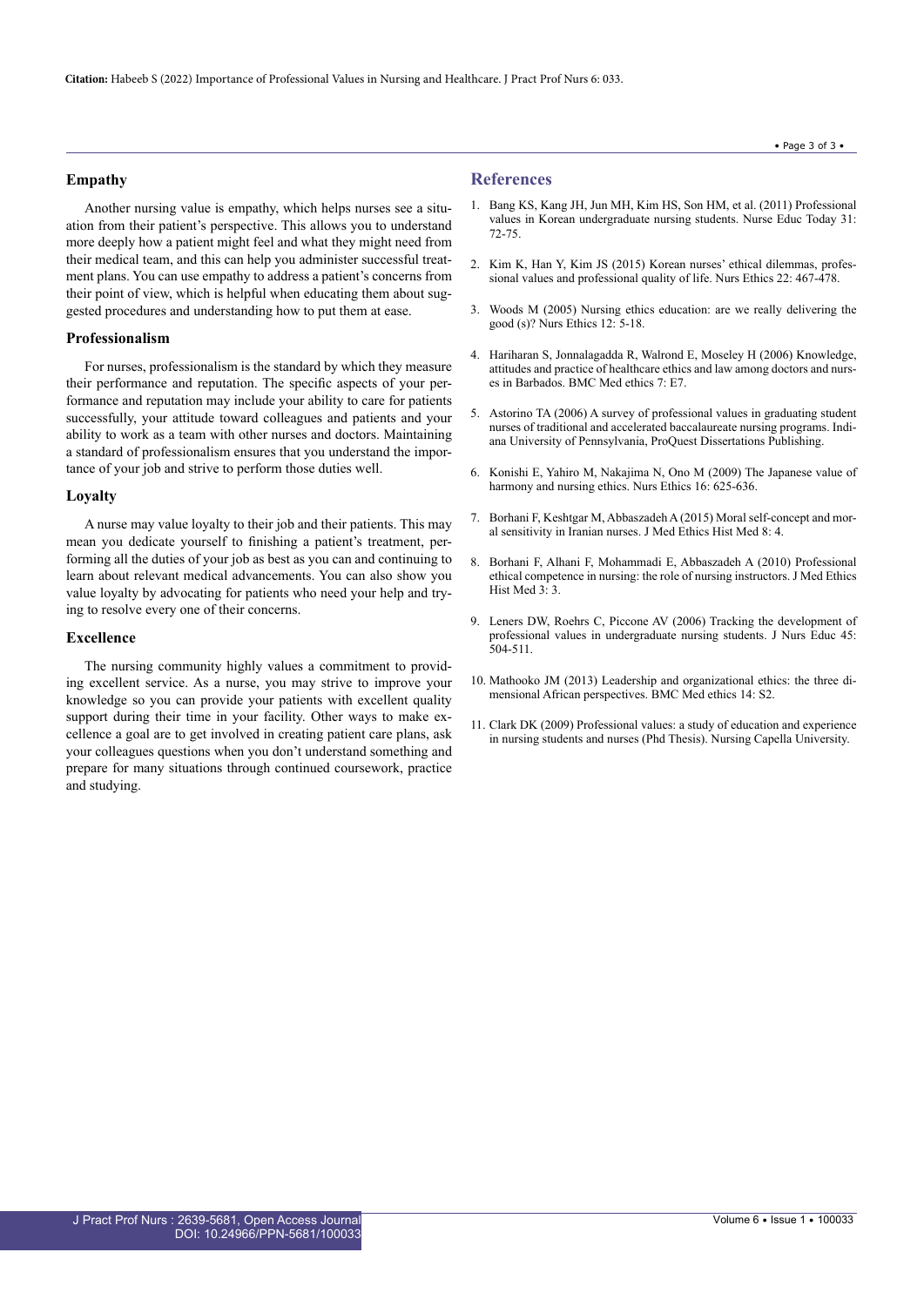## Empathy

Another nursing value is empathy, which helps nurses see a situation from their patient's perspective. This allows you to understand more deeply how a patient might feel and what they might need from their medical team, and this can help you administer successful treatment plans. You can use empathy to address a patient's concerns from their point of view, which is helpful when educating them about suggested procedures and understanding how to put them at ease.

## Professionalism

For nurses, professionalism is the standard by which they measure their performance and reputation. The specific aspects of your performance and reputation may include your ability to care for patients successfully, your attitude toward colleagues and patients and your ability to work as a team with other nurses and doctors. Maintaining a standard of professionalism ensures that you understand the importance of your job and strive to perform those duties well.

## Loyalty

A nurse may value loyalty to their job and their patients. This may mean you dedicate yourself to finishing a patient's treatment, performing all the duties of your job as best as you can and continuing to learn about relevant medical advancements. You can also show you value loyalty by advocating for patients who need your help and trying to resolve every one of their concerns.

## Excellence

The nursing community highly values a commitment to providing excellent service. As a nurse, you may strive to improve your knowledge so you can provide your patients with excellent quality support during their time in your facility. Other ways to make excellence a goal are to get involved in creating patient care plans, ask your colleagues questions when you don't understand something and prepare for many situations through continued coursework, practice and studying.

## References

1. Bang KS, Kang JH, Jun MH, Kim HS, Son HM, et al. (2011) Professional values in Korean undergraduate nursing students. Nurse Educ Today 31: 72-75.
2. Kim K, Han Y, Kim JS (2015) Korean nurses' ethical dilemmas, professional values and professional quality of life. Nurs Ethics 22: 467-478.
3. Woods M (2005) Nursing ethics education: are we really delivering the good (s)? Nurs Ethics 12: 5-18.
4. Hariharan S, Jonnalagadda R, Walrond E, Moseley H (2006) Knowledge, attitudes and practice of healthcare ethics and law among doctors and nurses in Barbados. BMC Med ethics 7: E7.
5. Astorino TA (2006) A survey of professional values in graduating student nurses of traditional and accelerated baccalaureate nursing programs. Indiana University of Pennsylvania, ProQuest Dissertations Publishing.
6. Konishi E, Yahiro M, Nakajima N, Ono M (2009) The Japanese value of harmony and nursing ethics. Nurs Ethics 16: 625-636.
7. Borhani F, Keshtgar M, Abbaszadeh A (2015) Moral self-concept and moral sensitivity in Iranian nurses. J Med Ethics Hist Med 8: 4.
8. Borhani F, Alhani F, Mohammadi E, Abbaszadeh A (2010) Professional ethical competence in nursing: the role of nursing instructors. J Med Ethics Hist Med 3: 3.
9. Leners DW, Roehrs C, Piccone AV (2006) Tracking the development of professional values in undergraduate nursing students. J Nurs Educ 45: 504-511.
10. Mathooko JM (2013) Leadership and organizational ethics: the three dimensional African perspectives. BMC Med ethics 14: S2.
11. Clark DK (2009) Professional values: a study of education and experience in nursing students and nurses (Phd Thesis). Nursing Capella University.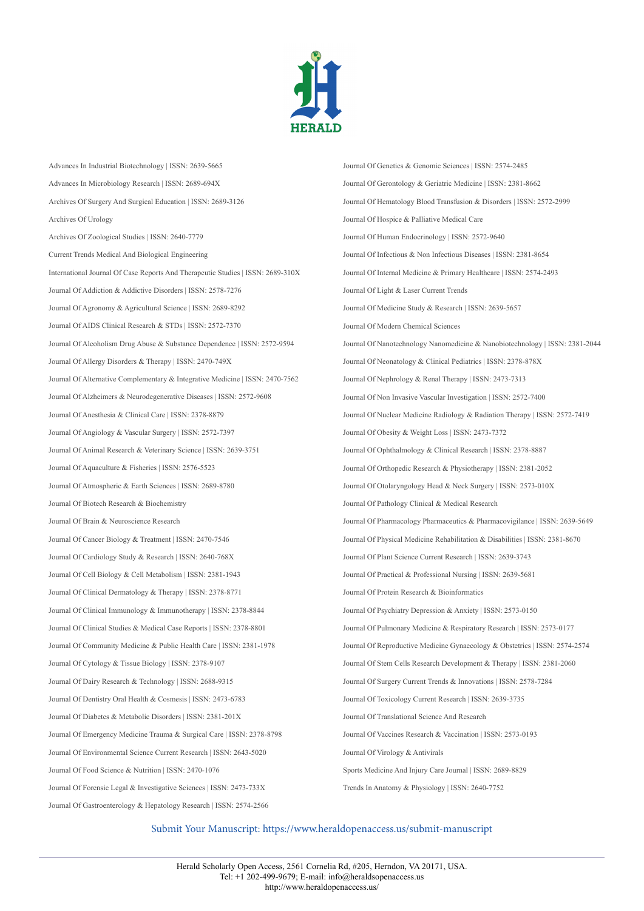HERALD

Advances In Industrial Biotechnology | ISSN: 2639-5665

Advances In Microbiology Research | ISSN: 2689-694X

Archives Of Surgery And Surgical Education | ISSN: 2689-3126

Archives Of Urology

Archives Of Zoological Studies | ISSN: 2640-7779

Current Trends Medical And Biological Engineering

International Journal Of Case Reports And Therapeutic Studies | ISSN: 2689-310X

Journal Of Addiction & Addictive Disorders | ISSN: 2578-7276

Journal Of Agronomy & Agricultural Science | ISSN: 2689-8292

Journal Of AIDS Clinical Research & STDs | ISSN: 2572-7370

Journal Of Alcoholism Drug Abuse & Substance Dependence | ISSN: 2572-9594

Journal Of Allergy Disorders & Therapy | ISSN: 2470-749X

Journal Of Alternative Complementary & Integrative Medicine | ISSN: 2470-7562

Journal Of Alzheimers & Neurodegenerative Diseases | ISSN: 2572-9608

Journal Of Anesthesia & Clinical Care | ISSN: 2378-8879

Journal Of Angiology & Vascular Surgery | ISSN: 2572-7397

Journal Of Animal Research & Veterinary Science | ISSN: 2639-3751

Journal Of Aquaculture & Fisheries | ISSN: 2576-5523

Journal Of Atmospheric & Earth Sciences | ISSN: 2689-8780

Journal Of Biotech Research & Biochemistry

Journal Of Brain & Neuroscience Research

Journal Of Cancer Biology & Treatment | ISSN: 2470-7546

Journal Of Cardiology Study & Research | ISSN: 2640-768X

Journal Of Cell Biology & Cell Metabolism | ISSN: 2381-1943

Journal Of Clinical Dermatology & Therapy | ISSN: 2378-8771

Journal Of Clinical Immunology & Immunotherapy | ISSN: 2378-8844

Journal Of Clinical Studies & Medical Case Reports | ISSN: 2378-8801

Journal Of Community Medicine & Public Health Care | ISSN: 2381-1978

Journal Of Cytology & Tissue Biology | ISSN: 2378-9107

Journal Of Dairy Research & Technology | ISSN: 2688-9315

Journal Of Dentistry Oral Health & Cosmesis | ISSN: 2473-6783

Journal Of Diabetes & Metabolic Disorders | ISSN: 2381-201X

Journal Of Emergency Medicine Trauma & Surgical Care | ISSN: 2378-8798

Journal Of Environmental Science Current Research | ISSN: 2643-5020

Journal Of Food Science & Nutrition | ISSN: 2470-1076

Journal Of Forensic Legal & Investigative Sciences | ISSN: 2473-733X

Journal Of Gastroenterology & Hepatology Research | ISSN: 2574-2566

Journal Of Genetics & Genomic Sciences | ISSN: 2574-2485

Journal Of Gerontology & Geriatric Medicine | ISSN: 2381-8662

Journal Of Hematology Blood Transfusion & Disorders | ISSN: 2572-2999

Journal Of Hospice & Palliative Medical Care

Journal Of Human Endocrinology | ISSN: 2572-9640

Journal Of Infectious & Non Infectious Diseases | ISSN: 2381-8654

Journal Of Internal Medicine & Primary Healthcare | ISSN: 2574-2493

Journal Of Light & Laser Current Trends

Journal Of Medicine Study & Research | ISSN: 2639-5657

Journal Of Modern Chemical Sciences

Journal Of Nanotechnology Nanomedicine & Nanobiotechnology | ISSN: 2381-2044

Journal Of Neonatology & Clinical Pediatrics | ISSN: 2378-878X

Journal Of Nephrology & Renal Therapy | ISSN: 2473-7313

Journal Of Non Invasive Vascular Investigation | ISSN: 2572-7400

Journal Of Nuclear Medicine Radiology & Radiation Therapy | ISSN: 2572-7419

Journal Of Obesity & Weight Loss | ISSN: 2473-7372

Journal Of Ophthalmology & Clinical Research | ISSN: 2378-8887

Journal Of Orthopedic Research & Physiotherapy | ISSN: 2381-2052

Journal Of Otolaryngology Head & Neck Surgery | ISSN: 2573-010X

Journal Of Pathology Clinical & Medical Research

Journal Of Pharmacology Pharmaceutics & Pharmacovigilance | ISSN: 2639-5649

Journal Of Physical Medicine Rehabilitation & Disabilities | ISSN: 2381-8670

Journal Of Plant Science Current Research | ISSN: 2639-3743

Journal Of Practical & Professional Nursing | ISSN: 2639-5681

Journal Of Protein Research & Bioinformatics

Journal Of Psychiatry Depression & Anxiety | ISSN: 2573-0150

Journal Of Pulmonary Medicine & Respiratory Research | ISSN: 2573-0177

Journal Of Reproductive Medicine Gynaecology & Obstetrics | ISSN: 2574-2574

Journal Of Stem Cells Research Development & Therapy | ISSN: 2381-2060

Journal Of Surgery Current Trends & Innovations | ISSN: 2578-7284

Journal Of Toxicology Current Research | ISSN: 2639-3735

Journal Of Translational Science And Research

Journal Of Vaccines Research & Vaccination | ISSN: 2573-0193

Journal Of Virology & Antivirals

Sports Medicine And Injury Care Journal | ISSN: 2689-8829

Trends In Anatomy & Physiology | ISSN: 2640-7752

Submit Your Manuscript: https://www.heraldopenaccess.us/submit-manuscript

Herald Scholarly Open Access, 2561 Cornelia Rd, #205, Herndon, VA 20171, USA.
Tel: +1 202-499-9679; E-mail: info@heraldsopenaccess.us
http://www.heraldopenaccess.us/